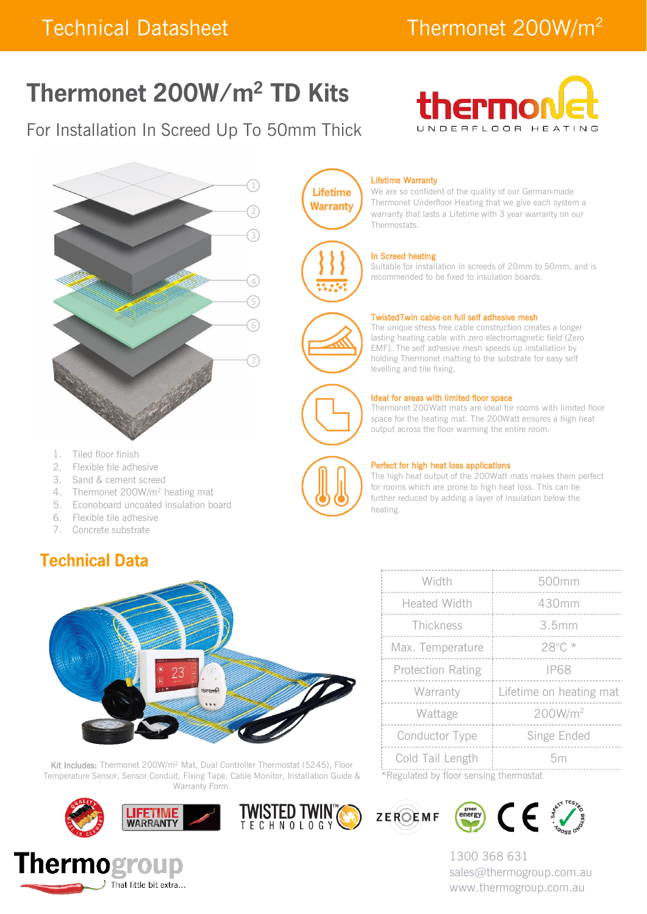# Thermonet 200W/m² TD Kits

For Installation In Screed Up To 50mm Thick

thermonet UNDERFLOOR HEATING

1. Tiled floor finish
2. Flexible tile adhesive
3. Sand & cement screed
4. Thermonet 200W/m² heating mat
5. Econoboard uncoated insulation board
6. Flexible tile adhesive
7. Concrete substrate

### Lifetime Warranty

We are so confident of the quality of our German-made Thermonet Underfloor Heating that we give each system a warranty that lasts a Lifetime with 3 year warranty on our Thermostats.

### In Screed heating

Suitable for installation in screeds of 20mm to 50mm, and is recommended to be fixed to insulation boards.

### TwistedTwin cable on full self adhesive mesh

The unique stress free cable construction creates a longer lasting heating cable with zero electromagnetic field (Zero EMF). The self adhesive mesh speeds up installation by holding Thermonet matting to the substrate for easy self levelling and tile fixing.

### Ideal for areas with limited floor space

Thermonet 200Watt mats are ideal for rooms with limited floor space for the heating mat. The 200Watt ensures a high heat output across the floor warming the entire room.

### Perfect for high heat loss applications

The high heat output of the 200Watt mats makes them perfect for rooms which are prone to high heat loss. This can be further reduced by adding a layer of insulation below the heating.

## Technical Data

| | |
|---|---|
| Width | 500mm |
| Heated Width | 430mm |
| Thickness | 3.5mm |
| Max. Temperature | 28°C * |
| Protection Rating | IP68 |
| Warranty | Lifetime on heating mat |
| Wattage | 200W/m² |
| Conductor Type | Singe Ended |
| Cold Tail Length | 5m |

*Regulated by floor sensing thermostat

**Kit Includes:** Thermonet 200W/m² Mat, Dual Controller Thermostat (5245), Floor Temperature Sensor, Sensor Conduit, Fixing Tape, Cable Monitor, Installation Guide & Warranty Form.

Thermogroup — That little bit extra...

1300 368 631
sales@thermogroup.com.au
www.thermogroup.com.au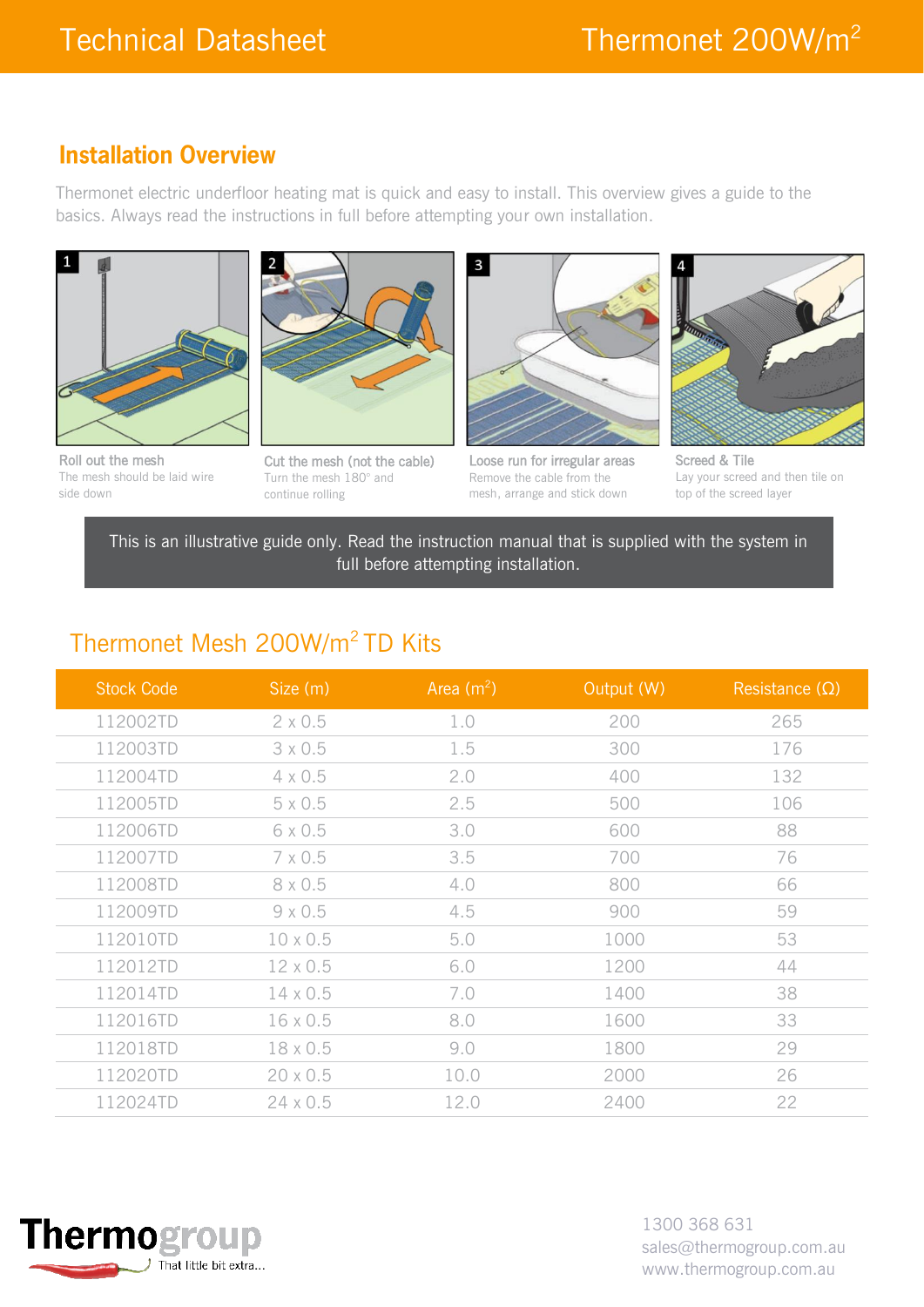## Installation Overview

Thermonet electric underfloor heating mat is quick and easy to install. This overview gives a guide to the basics. Always read the instructions in full before attempting your own installation.

**1 Roll out the mesh**
The mesh should be laid wire side down

**2 Cut the mesh (not the cable)**
Turn the mesh 180° and continue rolling

**3 Loose run for irregular areas**
Remove the cable from the mesh, arrange and stick down

**4 Screed & Tile**
Lay your screed and then tile on top of the screed layer

This is an illustrative guide only. Read the instruction manual that is supplied with the system in full before attempting installation.

## Thermonet Mesh 200W/m$^2$ TD Kits

| Stock Code | Size (m) | Area (m$^2$) | Output (W) | Resistance (Ω) |
|---|---|---|---|---|
| 112002TD | 2 x 0.5 | 1.0 | 200 | 265 |
| 112003TD | 3 x 0.5 | 1.5 | 300 | 176 |
| 112004TD | 4 x 0.5 | 2.0 | 400 | 132 |
| 112005TD | 5 x 0.5 | 2.5 | 500 | 106 |
| 112006TD | 6 x 0.5 | 3.0 | 600 | 88 |
| 112007TD | 7 x 0.5 | 3.5 | 700 | 76 |
| 112008TD | 8 x 0.5 | 4.0 | 800 | 66 |
| 112009TD | 9 x 0.5 | 4.5 | 900 | 59 |
| 112010TD | 10 x 0.5 | 5.0 | 1000 | 53 |
| 112012TD | 12 x 0.5 | 6.0 | 1200 | 44 |
| 112014TD | 14 x 0.5 | 7.0 | 1400 | 38 |
| 112016TD | 16 x 0.5 | 8.0 | 1600 | 33 |
| 112018TD | 18 x 0.5 | 9.0 | 1800 | 29 |
| 112020TD | 20 x 0.5 | 10.0 | 2000 | 26 |
| 112024TD | 24 x 0.5 | 12.0 | 2400 | 22 |

Thermogroup
That little bit extra...

1300 368 631
sales@thermogroup.com.au
www.thermogroup.com.au